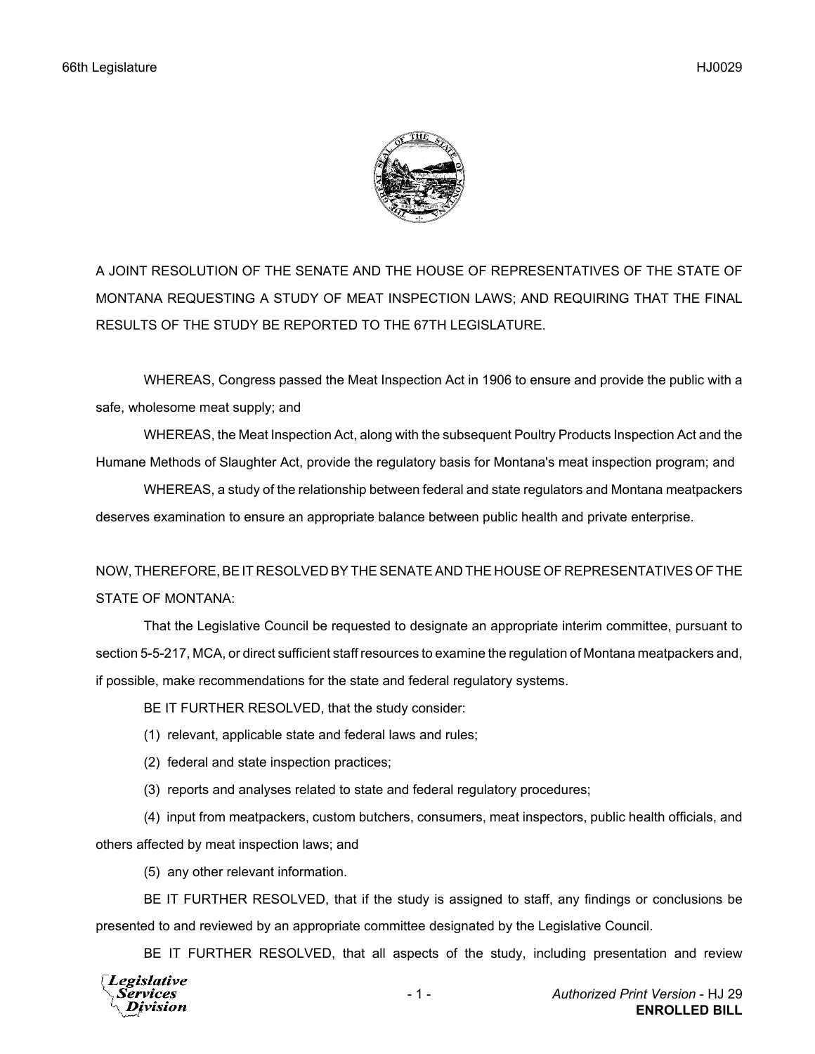A JOINT RESOLUTION OF THE SENATE AND THE HOUSE OF REPRESENTATIVES OF THE STATE OF MONTANA REQUESTING A STUDY OF MEAT INSPECTION LAWS; AND REQUIRING THAT THE FINAL RESULTS OF THE STUDY BE REPORTED TO THE 67TH LEGISLATURE.

WHEREAS, Congress passed the Meat Inspection Act in 1906 to ensure and provide the public with a safe, wholesome meat supply; and

WHEREAS, the Meat Inspection Act, along with the subsequent Poultry Products Inspection Act and the Humane Methods of Slaughter Act, provide the regulatory basis for Montana's meat inspection program; and

WHEREAS, a study of the relationship between federal and state regulators and Montana meatpackers deserves examination to ensure an appropriate balance between public health and private enterprise.

NOW, THEREFORE, BE IT RESOLVED BY THE SENATE AND THE HOUSE OF REPRESENTATIVES OF THE STATE OF MONTANA:

That the Legislative Council be requested to designate an appropriate interim committee, pursuant to section 5-5-217, MCA, or direct sufficient staff resources to examine the regulation of Montana meatpackers and, if possible, make recommendations for the state and federal regulatory systems.

BE IT FURTHER RESOLVED, that the study consider:

(1) relevant, applicable state and federal laws and rules;

(2) federal and state inspection practices;

(3) reports and analyses related to state and federal regulatory procedures;

(4) input from meatpackers, custom butchers, consumers, meat inspectors, public health officials, and others affected by meat inspection laws; and

(5) any other relevant information.

BE IT FURTHER RESOLVED, that if the study is assigned to staff, any findings or conclusions be presented to and reviewed by an appropriate committee designated by the Legislative Council.

BE IT FURTHER RESOLVED, that all aspects of the study, including presentation and review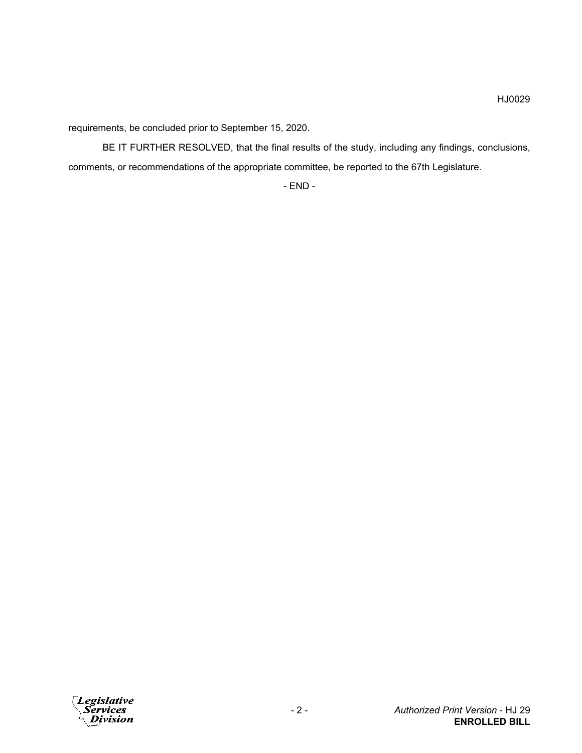requirements, be concluded prior to September 15, 2020.

BE IT FURTHER RESOLVED, that the final results of the study, including any findings, conclusions, comments, or recommendations of the appropriate committee, be reported to the 67th Legislature.

- END -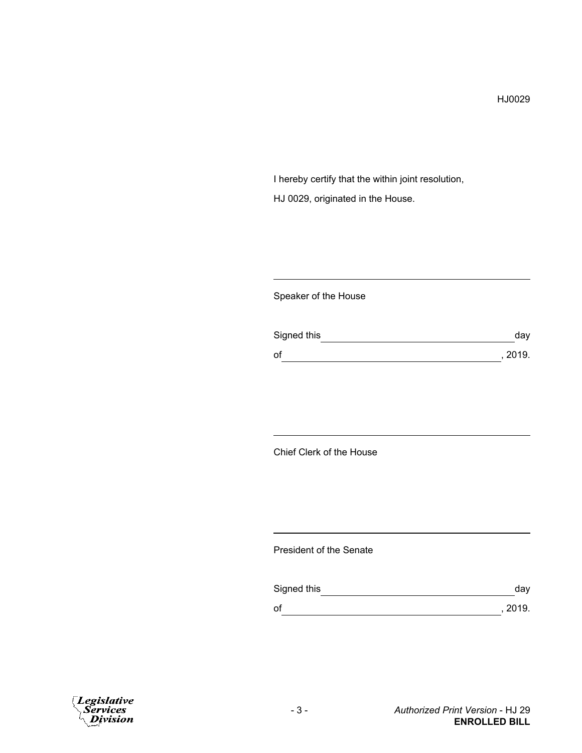HJ0029

I hereby certify that the within joint resolution,

HJ 0029, originated in the House.

\_\_\_\_\_\_\_\_\_\_\_\_\_\_\_\_\_\_\_\_\_\_\_\_\_\_\_\_\_\_\_\_\_\_\_\_\_\_\_\_\_\_\_\_

Speaker of the House

Signed this \_\_\_\_\_\_\_\_\_\_\_\_\_\_\_\_\_\_\_\_\_\_\_\_\_\_\_\_\_\_\_\_ day

of \_\_\_\_\_\_\_\_\_\_\_\_\_\_\_\_\_\_\_\_\_\_\_\_\_\_\_\_\_\_\_\_\_\_\_\_\_\_, 2019.

\_\_\_\_\_\_\_\_\_\_\_\_\_\_\_\_\_\_\_\_\_\_\_\_\_\_\_\_\_\_\_\_\_\_\_\_\_\_\_\_\_\_\_\_

Chief Clerk of the House

\_\_\_\_\_\_\_\_\_\_\_\_\_\_\_\_\_\_\_\_\_\_\_\_\_\_\_\_\_\_\_\_\_\_\_\_\_\_\_\_\_\_\_\_

President of the Senate

Signed this \_\_\_\_\_\_\_\_\_\_\_\_\_\_\_\_\_\_\_\_\_\_\_\_\_\_\_\_\_\_\_\_ day

of \_\_\_\_\_\_\_\_\_\_\_\_\_\_\_\_\_\_\_\_\_\_\_\_\_\_\_\_\_\_\_\_\_\_\_\_\_\_, 2019.

*Authorized Print Version* - HJ 29
**ENROLLED BILL**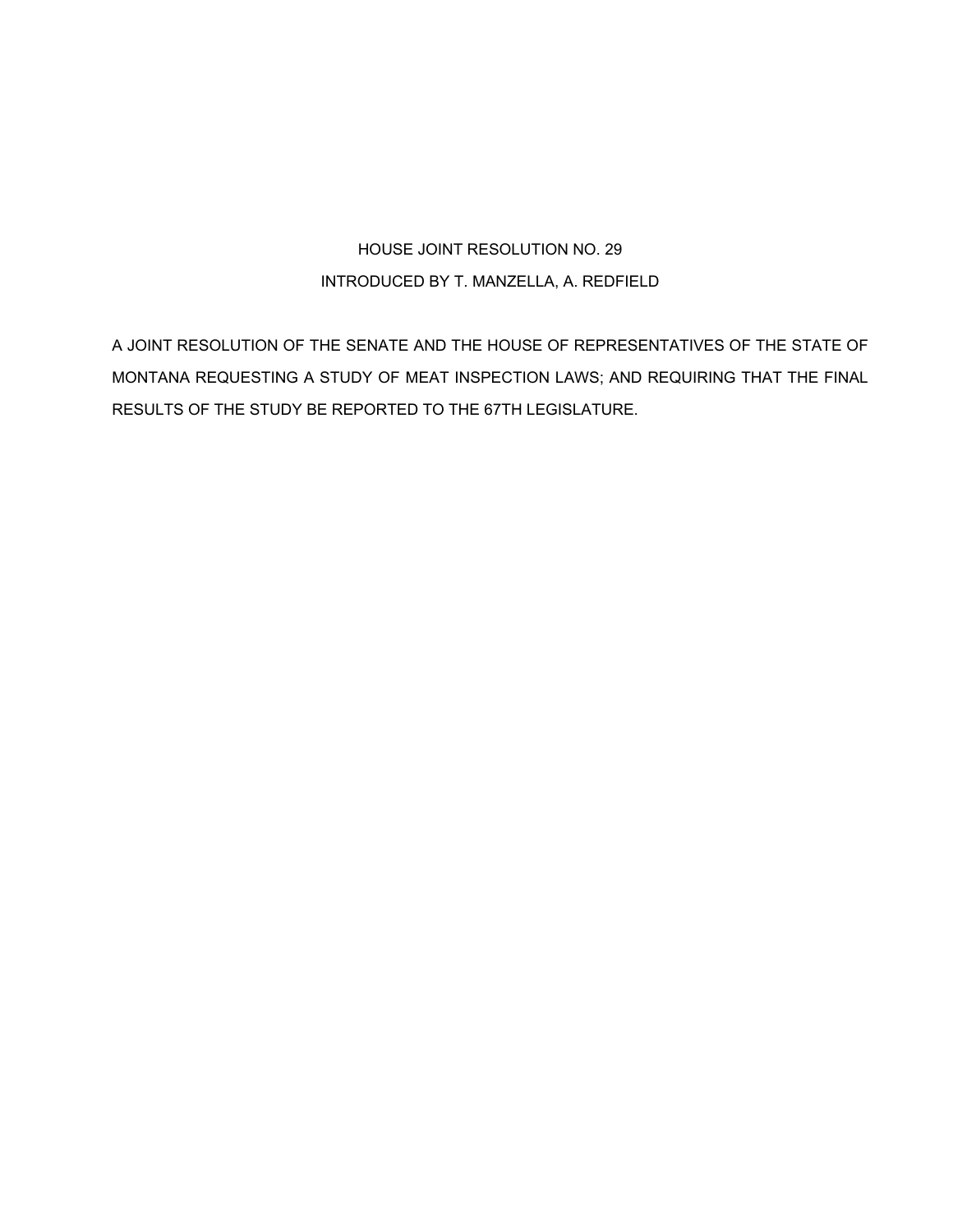HOUSE JOINT RESOLUTION NO. 29

INTRODUCED BY T. MANZELLA, A. REDFIELD

A JOINT RESOLUTION OF THE SENATE AND THE HOUSE OF REPRESENTATIVES OF THE STATE OF MONTANA REQUESTING A STUDY OF MEAT INSPECTION LAWS; AND REQUIRING THAT THE FINAL RESULTS OF THE STUDY BE REPORTED TO THE 67TH LEGISLATURE.